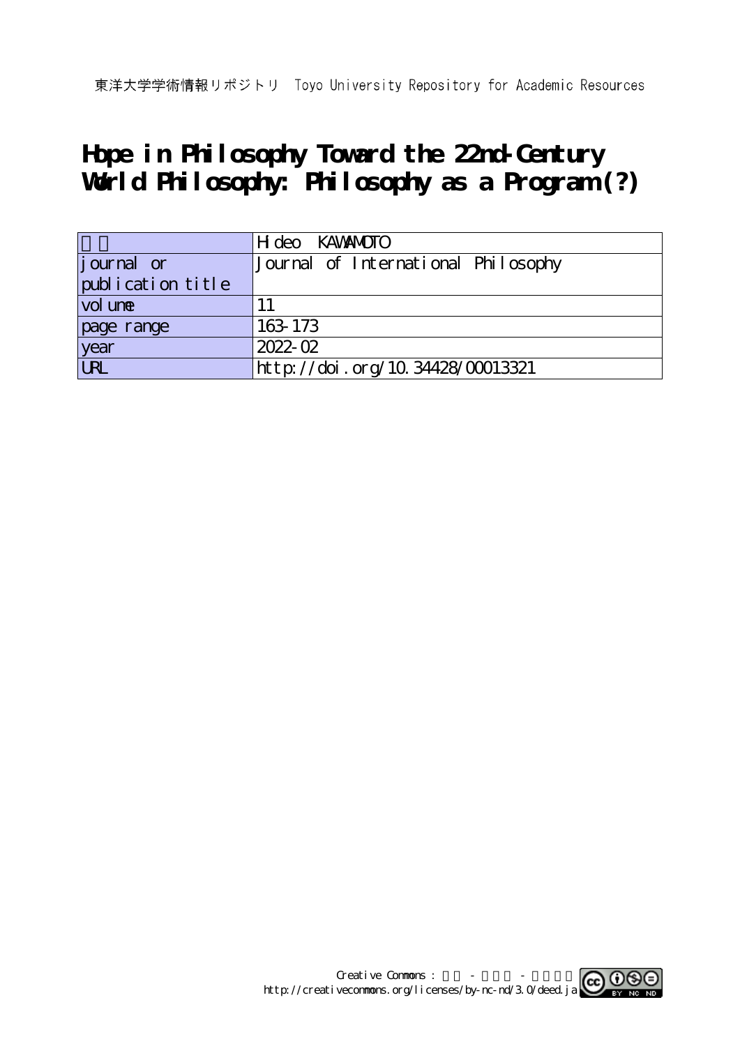東洋大学学術情報リポジトリ　Toyo University Repository for Academic Resources

# Hope in Philosophy Toward the 22nd-Century World Philosophy: Philosophy as a Program (?)

| | |
|---|---|
| 著者 | Hideo KAWAMOTO |
| journal or publication title | Journal of International Philosophy |
| volume | 11 |
| page range | 163-173 |
| year | 2022-02 |
| URL | http://doi.org/10.34428/00013321 |

Creative Commons : 表示 - 非営利 - 改変禁止
http://creativecommons.org/licenses/by-nc-nd/3.0/deed.ja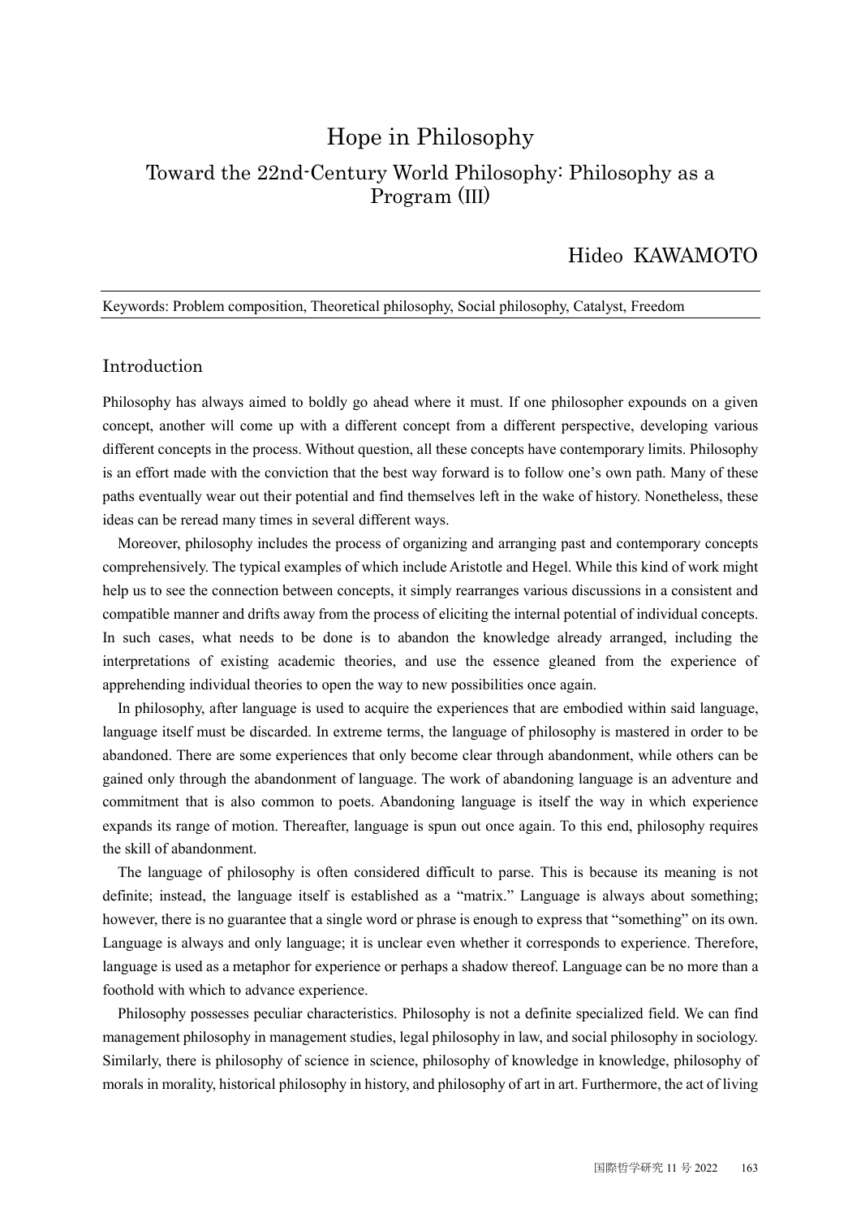# Hope in Philosophy

## Toward the 22nd-Century World Philosophy: Philosophy as a Program (III)

Hideo KAWAMOTO

Keywords: Problem composition, Theoretical philosophy, Social philosophy, Catalyst, Freedom

## Introduction

Philosophy has always aimed to boldly go ahead where it must. If one philosopher expounds on a given concept, another will come up with a different concept from a different perspective, developing various different concepts in the process. Without question, all these concepts have contemporary limits. Philosophy is an effort made with the conviction that the best way forward is to follow one's own path. Many of these paths eventually wear out their potential and find themselves left in the wake of history. Nonetheless, these ideas can be reread many times in several different ways.

Moreover, philosophy includes the process of organizing and arranging past and contemporary concepts comprehensively. The typical examples of which include Aristotle and Hegel. While this kind of work might help us to see the connection between concepts, it simply rearranges various discussions in a consistent and compatible manner and drifts away from the process of eliciting the internal potential of individual concepts. In such cases, what needs to be done is to abandon the knowledge already arranged, including the interpretations of existing academic theories, and use the essence gleaned from the experience of apprehending individual theories to open the way to new possibilities once again.

In philosophy, after language is used to acquire the experiences that are embodied within said language, language itself must be discarded. In extreme terms, the language of philosophy is mastered in order to be abandoned. There are some experiences that only become clear through abandonment, while others can be gained only through the abandonment of language. The work of abandoning language is an adventure and commitment that is also common to poets. Abandoning language is itself the way in which experience expands its range of motion. Thereafter, language is spun out once again. To this end, philosophy requires the skill of abandonment.

The language of philosophy is often considered difficult to parse. This is because its meaning is not definite; instead, the language itself is established as a "matrix." Language is always about something; however, there is no guarantee that a single word or phrase is enough to express that "something" on its own. Language is always and only language; it is unclear even whether it corresponds to experience. Therefore, language is used as a metaphor for experience or perhaps a shadow thereof. Language can be no more than a foothold with which to advance experience.

Philosophy possesses peculiar characteristics. Philosophy is not a definite specialized field. We can find management philosophy in management studies, legal philosophy in law, and social philosophy in sociology. Similarly, there is philosophy of science in science, philosophy of knowledge in knowledge, philosophy of morals in morality, historical philosophy in history, and philosophy of art in art. Furthermore, the act of living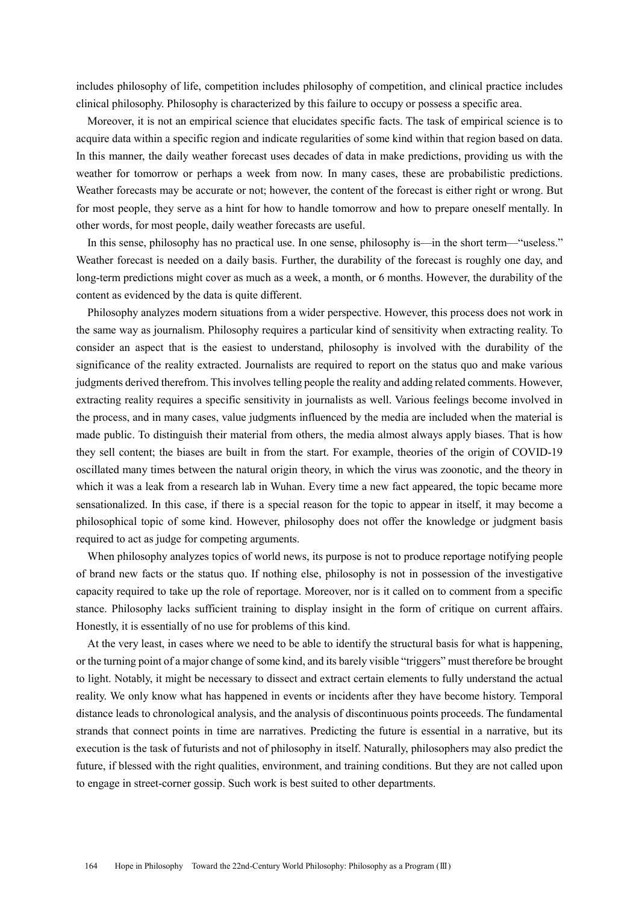includes philosophy of life, competition includes philosophy of competition, and clinical practice includes clinical philosophy. Philosophy is characterized by this failure to occupy or possess a specific area.

Moreover, it is not an empirical science that elucidates specific facts. The task of empirical science is to acquire data within a specific region and indicate regularities of some kind within that region based on data. In this manner, the daily weather forecast uses decades of data in make predictions, providing us with the weather for tomorrow or perhaps a week from now. In many cases, these are probabilistic predictions. Weather forecasts may be accurate or not; however, the content of the forecast is either right or wrong. But for most people, they serve as a hint for how to handle tomorrow and how to prepare oneself mentally. In other words, for most people, daily weather forecasts are useful.

In this sense, philosophy has no practical use. In one sense, philosophy is—in the short term—"useless." Weather forecast is needed on a daily basis. Further, the durability of the forecast is roughly one day, and long-term predictions might cover as much as a week, a month, or 6 months. However, the durability of the content as evidenced by the data is quite different.

Philosophy analyzes modern situations from a wider perspective. However, this process does not work in the same way as journalism. Philosophy requires a particular kind of sensitivity when extracting reality. To consider an aspect that is the easiest to understand, philosophy is involved with the durability of the significance of the reality extracted. Journalists are required to report on the status quo and make various judgments derived therefrom. This involves telling people the reality and adding related comments. However, extracting reality requires a specific sensitivity in journalists as well. Various feelings become involved in the process, and in many cases, value judgments influenced by the media are included when the material is made public. To distinguish their material from others, the media almost always apply biases. That is how they sell content; the biases are built in from the start. For example, theories of the origin of COVID-19 oscillated many times between the natural origin theory, in which the virus was zoonotic, and the theory in which it was a leak from a research lab in Wuhan. Every time a new fact appeared, the topic became more sensationalized. In this case, if there is a special reason for the topic to appear in itself, it may become a philosophical topic of some kind. However, philosophy does not offer the knowledge or judgment basis required to act as judge for competing arguments.

When philosophy analyzes topics of world news, its purpose is not to produce reportage notifying people of brand new facts or the status quo. If nothing else, philosophy is not in possession of the investigative capacity required to take up the role of reportage. Moreover, nor is it called on to comment from a specific stance. Philosophy lacks sufficient training to display insight in the form of critique on current affairs. Honestly, it is essentially of no use for problems of this kind.

At the very least, in cases where we need to be able to identify the structural basis for what is happening, or the turning point of a major change of some kind, and its barely visible "triggers" must therefore be brought to light. Notably, it might be necessary to dissect and extract certain elements to fully understand the actual reality. We only know what has happened in events or incidents after they have become history. Temporal distance leads to chronological analysis, and the analysis of discontinuous points proceeds. The fundamental strands that connect points in time are narratives. Predicting the future is essential in a narrative, but its execution is the task of futurists and not of philosophy in itself. Naturally, philosophers may also predict the future, if blessed with the right qualities, environment, and training conditions. But they are not called upon to engage in street-corner gossip. Such work is best suited to other departments.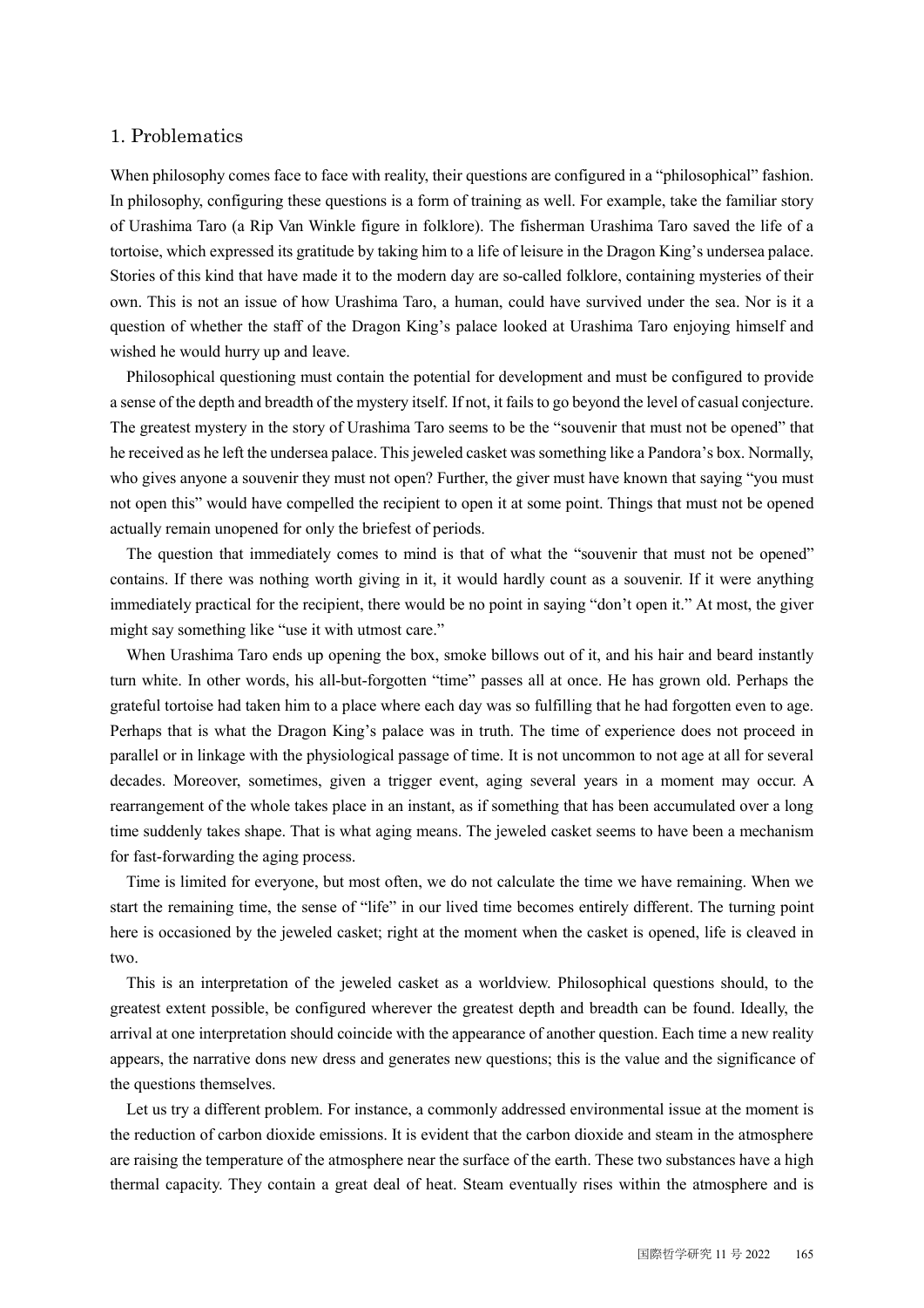## 1. Problematics

When philosophy comes face to face with reality, their questions are configured in a "philosophical" fashion. In philosophy, configuring these questions is a form of training as well. For example, take the familiar story of Urashima Taro (a Rip Van Winkle figure in folklore). The fisherman Urashima Taro saved the life of a tortoise, which expressed its gratitude by taking him to a life of leisure in the Dragon King's undersea palace. Stories of this kind that have made it to the modern day are so-called folklore, containing mysteries of their own. This is not an issue of how Urashima Taro, a human, could have survived under the sea. Nor is it a question of whether the staff of the Dragon King's palace looked at Urashima Taro enjoying himself and wished he would hurry up and leave.

Philosophical questioning must contain the potential for development and must be configured to provide a sense of the depth and breadth of the mystery itself. If not, it fails to go beyond the level of casual conjecture. The greatest mystery in the story of Urashima Taro seems to be the "souvenir that must not be opened" that he received as he left the undersea palace. This jeweled casket was something like a Pandora's box. Normally, who gives anyone a souvenir they must not open? Further, the giver must have known that saying "you must not open this" would have compelled the recipient to open it at some point. Things that must not be opened actually remain unopened for only the briefest of periods.

The question that immediately comes to mind is that of what the "souvenir that must not be opened" contains. If there was nothing worth giving in it, it would hardly count as a souvenir. If it were anything immediately practical for the recipient, there would be no point in saying "don't open it." At most, the giver might say something like "use it with utmost care."

When Urashima Taro ends up opening the box, smoke billows out of it, and his hair and beard instantly turn white. In other words, his all-but-forgotten "time" passes all at once. He has grown old. Perhaps the grateful tortoise had taken him to a place where each day was so fulfilling that he had forgotten even to age. Perhaps that is what the Dragon King's palace was in truth. The time of experience does not proceed in parallel or in linkage with the physiological passage of time. It is not uncommon to not age at all for several decades. Moreover, sometimes, given a trigger event, aging several years in a moment may occur. A rearrangement of the whole takes place in an instant, as if something that has been accumulated over a long time suddenly takes shape. That is what aging means. The jeweled casket seems to have been a mechanism for fast-forwarding the aging process.

Time is limited for everyone, but most often, we do not calculate the time we have remaining. When we start the remaining time, the sense of "life" in our lived time becomes entirely different. The turning point here is occasioned by the jeweled casket; right at the moment when the casket is opened, life is cleaved in two.

This is an interpretation of the jeweled casket as a worldview. Philosophical questions should, to the greatest extent possible, be configured wherever the greatest depth and breadth can be found. Ideally, the arrival at one interpretation should coincide with the appearance of another question. Each time a new reality appears, the narrative dons new dress and generates new questions; this is the value and the significance of the questions themselves.

Let us try a different problem. For instance, a commonly addressed environmental issue at the moment is the reduction of carbon dioxide emissions. It is evident that the carbon dioxide and steam in the atmosphere are raising the temperature of the atmosphere near the surface of the earth. These two substances have a high thermal capacity. They contain a great deal of heat. Steam eventually rises within the atmosphere and is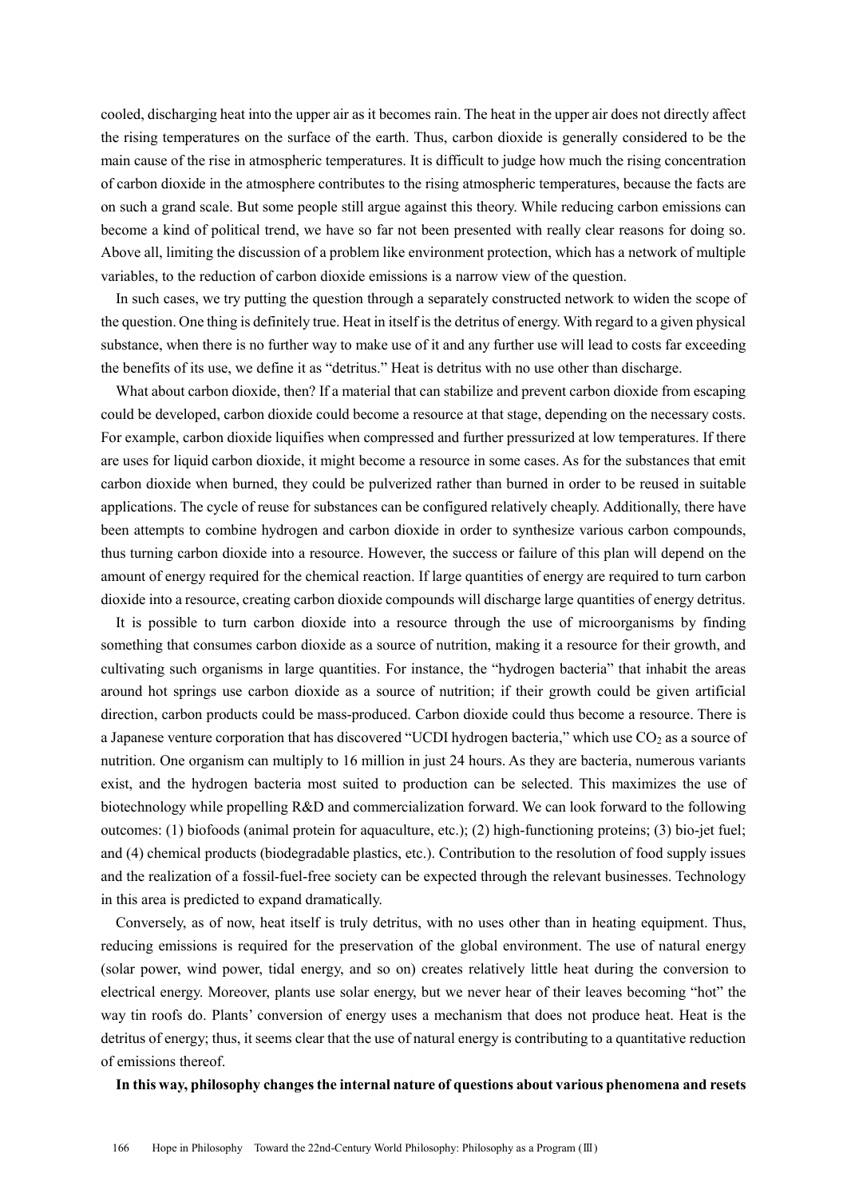cooled, discharging heat into the upper air as it becomes rain. The heat in the upper air does not directly affect the rising temperatures on the surface of the earth. Thus, carbon dioxide is generally considered to be the main cause of the rise in atmospheric temperatures. It is difficult to judge how much the rising concentration of carbon dioxide in the atmosphere contributes to the rising atmospheric temperatures, because the facts are on such a grand scale. But some people still argue against this theory. While reducing carbon emissions can become a kind of political trend, we have so far not been presented with really clear reasons for doing so. Above all, limiting the discussion of a problem like environment protection, which has a network of multiple variables, to the reduction of carbon dioxide emissions is a narrow view of the question.

In such cases, we try putting the question through a separately constructed network to widen the scope of the question. One thing is definitely true. Heat in itself is the detritus of energy. With regard to a given physical substance, when there is no further way to make use of it and any further use will lead to costs far exceeding the benefits of its use, we define it as "detritus." Heat is detritus with no use other than discharge.

What about carbon dioxide, then? If a material that can stabilize and prevent carbon dioxide from escaping could be developed, carbon dioxide could become a resource at that stage, depending on the necessary costs. For example, carbon dioxide liquifies when compressed and further pressurized at low temperatures. If there are uses for liquid carbon dioxide, it might become a resource in some cases. As for the substances that emit carbon dioxide when burned, they could be pulverized rather than burned in order to be reused in suitable applications. The cycle of reuse for substances can be configured relatively cheaply. Additionally, there have been attempts to combine hydrogen and carbon dioxide in order to synthesize various carbon compounds, thus turning carbon dioxide into a resource. However, the success or failure of this plan will depend on the amount of energy required for the chemical reaction. If large quantities of energy are required to turn carbon dioxide into a resource, creating carbon dioxide compounds will discharge large quantities of energy detritus.

It is possible to turn carbon dioxide into a resource through the use of microorganisms by finding something that consumes carbon dioxide as a source of nutrition, making it a resource for their growth, and cultivating such organisms in large quantities. For instance, the "hydrogen bacteria" that inhabit the areas around hot springs use carbon dioxide as a source of nutrition; if their growth could be given artificial direction, carbon products could be mass-produced. Carbon dioxide could thus become a resource. There is a Japanese venture corporation that has discovered "UCDI hydrogen bacteria," which use $CO_2$ as a source of nutrition. One organism can multiply to 16 million in just 24 hours. As they are bacteria, numerous variants exist, and the hydrogen bacteria most suited to production can be selected. This maximizes the use of biotechnology while propelling R&D and commercialization forward. We can look forward to the following outcomes: (1) biofoods (animal protein for aquaculture, etc.); (2) high-functioning proteins; (3) bio-jet fuel; and (4) chemical products (biodegradable plastics, etc.). Contribution to the resolution of food supply issues and the realization of a fossil-fuel-free society can be expected through the relevant businesses. Technology in this area is predicted to expand dramatically.

Conversely, as of now, heat itself is truly detritus, with no uses other than in heating equipment. Thus, reducing emissions is required for the preservation of the global environment. The use of natural energy (solar power, wind power, tidal energy, and so on) creates relatively little heat during the conversion to electrical energy. Moreover, plants use solar energy, but we never hear of their leaves becoming "hot" the way tin roofs do. Plants' conversion of energy uses a mechanism that does not produce heat. Heat is the detritus of energy; thus, it seems clear that the use of natural energy is contributing to a quantitative reduction of emissions thereof.

**In this way, philosophy changes the internal nature of questions about various phenomena and resets**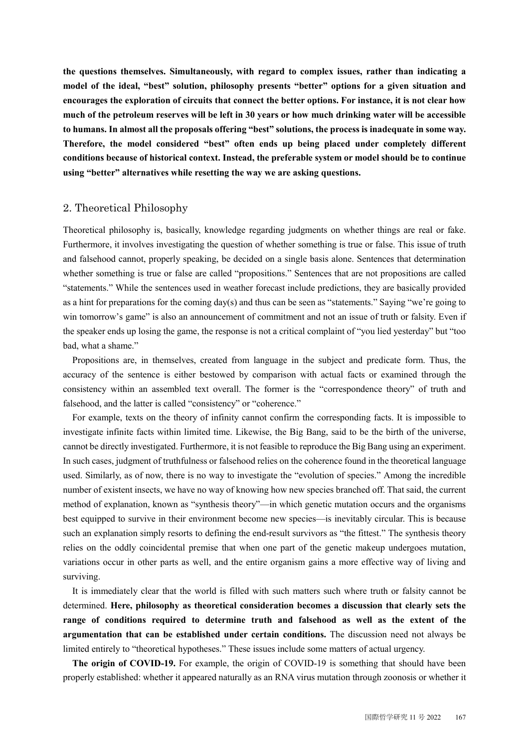**the questions themselves. Simultaneously, with regard to complex issues, rather than indicating a model of the ideal, "best" solution, philosophy presents "better" options for a given situation and encourages the exploration of circuits that connect the better options. For instance, it is not clear how much of the petroleum reserves will be left in 30 years or how much drinking water will be accessible to humans. In almost all the proposals offering "best" solutions, the process is inadequate in some way. Therefore, the model considered "best" often ends up being placed under completely different conditions because of historical context. Instead, the preferable system or model should be to continue using "better" alternatives while resetting the way we are asking questions.**

## 2. Theoretical Philosophy

Theoretical philosophy is, basically, knowledge regarding judgments on whether things are real or fake. Furthermore, it involves investigating the question of whether something is true or false. This issue of truth and falsehood cannot, properly speaking, be decided on a single basis alone. Sentences that determination whether something is true or false are called "propositions." Sentences that are not propositions are called "statements." While the sentences used in weather forecast include predictions, they are basically provided as a hint for preparations for the coming day(s) and thus can be seen as "statements." Saying "we're going to win tomorrow's game" is also an announcement of commitment and not an issue of truth or falsity. Even if the speaker ends up losing the game, the response is not a critical complaint of "you lied yesterday" but "too bad, what a shame."

Propositions are, in themselves, created from language in the subject and predicate form. Thus, the accuracy of the sentence is either bestowed by comparison with actual facts or examined through the consistency within an assembled text overall. The former is the "correspondence theory" of truth and falsehood, and the latter is called "consistency" or "coherence."

For example, texts on the theory of infinity cannot confirm the corresponding facts. It is impossible to investigate infinite facts within limited time. Likewise, the Big Bang, said to be the birth of the universe, cannot be directly investigated. Furthermore, it is not feasible to reproduce the Big Bang using an experiment. In such cases, judgment of truthfulness or falsehood relies on the coherence found in the theoretical language used. Similarly, as of now, there is no way to investigate the "evolution of species." Among the incredible number of existent insects, we have no way of knowing how new species branched off. That said, the current method of explanation, known as "synthesis theory"—in which genetic mutation occurs and the organisms best equipped to survive in their environment become new species—is inevitably circular. This is because such an explanation simply resorts to defining the end-result survivors as "the fittest." The synthesis theory relies on the oddly coincidental premise that when one part of the genetic makeup undergoes mutation, variations occur in other parts as well, and the entire organism gains a more effective way of living and surviving.

It is immediately clear that the world is filled with such matters such where truth or falsity cannot be determined. **Here, philosophy as theoretical consideration becomes a discussion that clearly sets the range of conditions required to determine truth and falsehood as well as the extent of the argumentation that can be established under certain conditions.** The discussion need not always be limited entirely to "theoretical hypotheses." These issues include some matters of actual urgency.

**The origin of COVID-19.** For example, the origin of COVID-19 is something that should have been properly established: whether it appeared naturally as an RNA virus mutation through zoonosis or whether it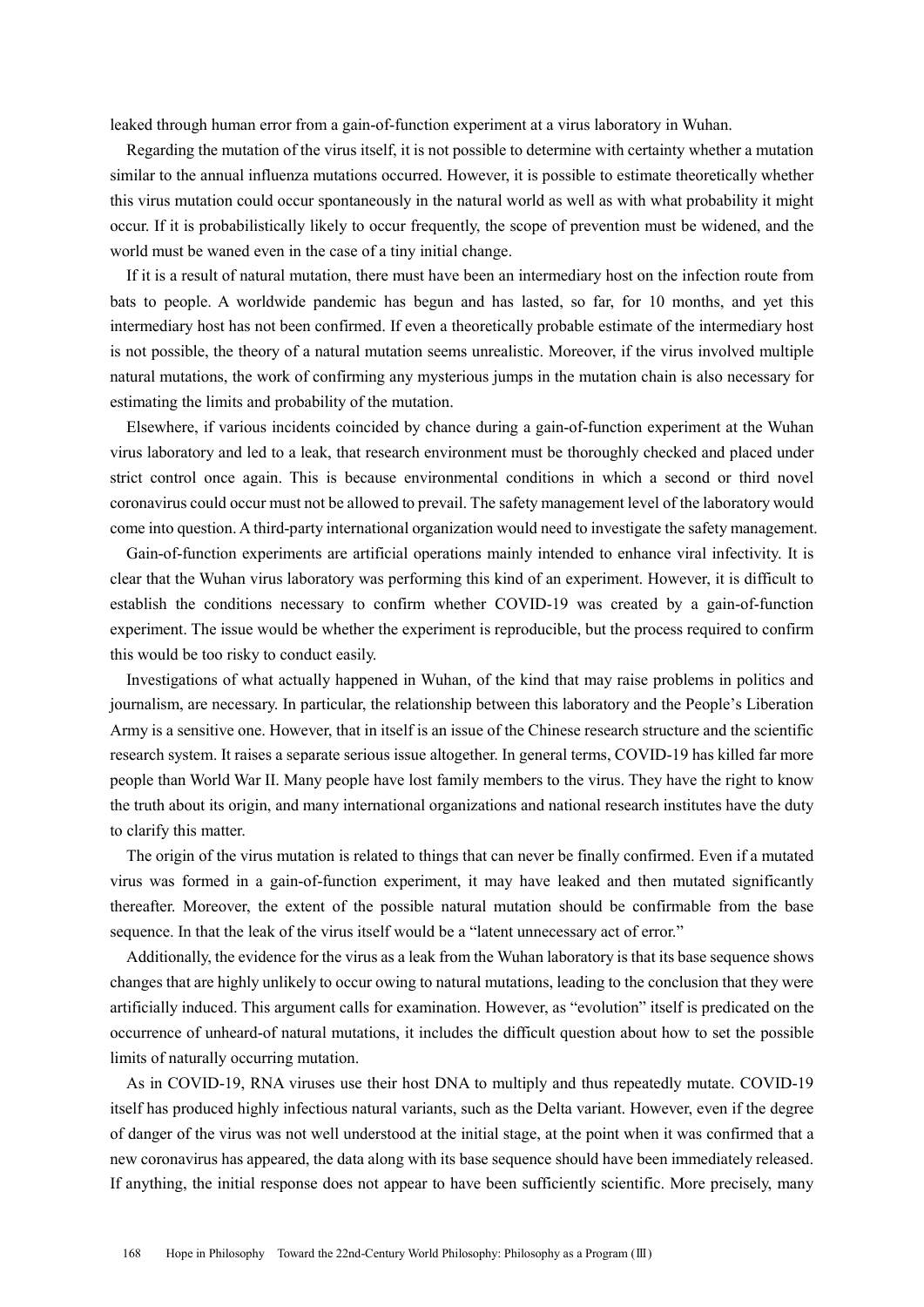leaked through human error from a gain-of-function experiment at a virus laboratory in Wuhan.

Regarding the mutation of the virus itself, it is not possible to determine with certainty whether a mutation similar to the annual influenza mutations occurred. However, it is possible to estimate theoretically whether this virus mutation could occur spontaneously in the natural world as well as with what probability it might occur. If it is probabilistically likely to occur frequently, the scope of prevention must be widened, and the world must be waned even in the case of a tiny initial change.

If it is a result of natural mutation, there must have been an intermediary host on the infection route from bats to people. A worldwide pandemic has begun and has lasted, so far, for 10 months, and yet this intermediary host has not been confirmed. If even a theoretically probable estimate of the intermediary host is not possible, the theory of a natural mutation seems unrealistic. Moreover, if the virus involved multiple natural mutations, the work of confirming any mysterious jumps in the mutation chain is also necessary for estimating the limits and probability of the mutation.

Elsewhere, if various incidents coincided by chance during a gain-of-function experiment at the Wuhan virus laboratory and led to a leak, that research environment must be thoroughly checked and placed under strict control once again. This is because environmental conditions in which a second or third novel coronavirus could occur must not be allowed to prevail. The safety management level of the laboratory would come into question. A third-party international organization would need to investigate the safety management.

Gain-of-function experiments are artificial operations mainly intended to enhance viral infectivity. It is clear that the Wuhan virus laboratory was performing this kind of an experiment. However, it is difficult to establish the conditions necessary to confirm whether COVID-19 was created by a gain-of-function experiment. The issue would be whether the experiment is reproducible, but the process required to confirm this would be too risky to conduct easily.

Investigations of what actually happened in Wuhan, of the kind that may raise problems in politics and journalism, are necessary. In particular, the relationship between this laboratory and the People's Liberation Army is a sensitive one. However, that in itself is an issue of the Chinese research structure and the scientific research system. It raises a separate serious issue altogether. In general terms, COVID-19 has killed far more people than World War II. Many people have lost family members to the virus. They have the right to know the truth about its origin, and many international organizations and national research institutes have the duty to clarify this matter.

The origin of the virus mutation is related to things that can never be finally confirmed. Even if a mutated virus was formed in a gain-of-function experiment, it may have leaked and then mutated significantly thereafter. Moreover, the extent of the possible natural mutation should be confirmable from the base sequence. In that the leak of the virus itself would be a "latent unnecessary act of error."

Additionally, the evidence for the virus as a leak from the Wuhan laboratory is that its base sequence shows changes that are highly unlikely to occur owing to natural mutations, leading to the conclusion that they were artificially induced. This argument calls for examination. However, as "evolution" itself is predicated on the occurrence of unheard-of natural mutations, it includes the difficult question about how to set the possible limits of naturally occurring mutation.

As in COVID-19, RNA viruses use their host DNA to multiply and thus repeatedly mutate. COVID-19 itself has produced highly infectious natural variants, such as the Delta variant. However, even if the degree of danger of the virus was not well understood at the initial stage, at the point when it was confirmed that a new coronavirus has appeared, the data along with its base sequence should have been immediately released. If anything, the initial response does not appear to have been sufficiently scientific. More precisely, many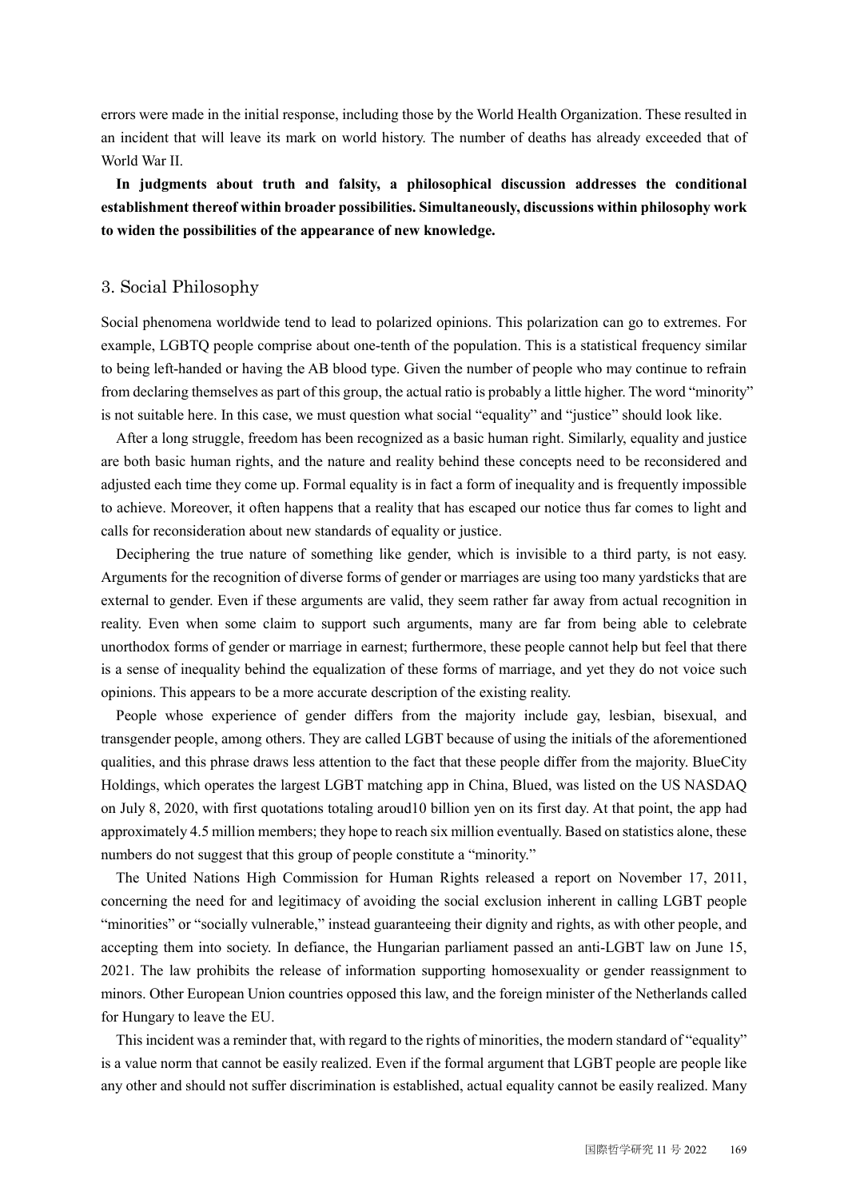errors were made in the initial response, including those by the World Health Organization. These resulted in an incident that will leave its mark on world history. The number of deaths has already exceeded that of World War II.

**In judgments about truth and falsity, a philosophical discussion addresses the conditional establishment thereof within broader possibilities. Simultaneously, discussions within philosophy work to widen the possibilities of the appearance of new knowledge.**

## 3. Social Philosophy

Social phenomena worldwide tend to lead to polarized opinions. This polarization can go to extremes. For example, LGBTQ people comprise about one-tenth of the population. This is a statistical frequency similar to being left-handed or having the AB blood type. Given the number of people who may continue to refrain from declaring themselves as part of this group, the actual ratio is probably a little higher. The word "minority" is not suitable here. In this case, we must question what social "equality" and "justice" should look like.

After a long struggle, freedom has been recognized as a basic human right. Similarly, equality and justice are both basic human rights, and the nature and reality behind these concepts need to be reconsidered and adjusted each time they come up. Formal equality is in fact a form of inequality and is frequently impossible to achieve. Moreover, it often happens that a reality that has escaped our notice thus far comes to light and calls for reconsideration about new standards of equality or justice.

Deciphering the true nature of something like gender, which is invisible to a third party, is not easy. Arguments for the recognition of diverse forms of gender or marriages are using too many yardsticks that are external to gender. Even if these arguments are valid, they seem rather far away from actual recognition in reality. Even when some claim to support such arguments, many are far from being able to celebrate unorthodox forms of gender or marriage in earnest; furthermore, these people cannot help but feel that there is a sense of inequality behind the equalization of these forms of marriage, and yet they do not voice such opinions. This appears to be a more accurate description of the existing reality.

People whose experience of gender differs from the majority include gay, lesbian, bisexual, and transgender people, among others. They are called LGBT because of using the initials of the aforementioned qualities, and this phrase draws less attention to the fact that these people differ from the majority. BlueCity Holdings, which operates the largest LGBT matching app in China, Blued, was listed on the US NASDAQ on July 8, 2020, with first quotations totaling aroud10 billion yen on its first day. At that point, the app had approximately 4.5 million members; they hope to reach six million eventually. Based on statistics alone, these numbers do not suggest that this group of people constitute a "minority."

The United Nations High Commission for Human Rights released a report on November 17, 2011, concerning the need for and legitimacy of avoiding the social exclusion inherent in calling LGBT people "minorities" or "socially vulnerable," instead guaranteeing their dignity and rights, as with other people, and accepting them into society. In defiance, the Hungarian parliament passed an anti-LGBT law on June 15, 2021. The law prohibits the release of information supporting homosexuality or gender reassignment to minors. Other European Union countries opposed this law, and the foreign minister of the Netherlands called for Hungary to leave the EU.

This incident was a reminder that, with regard to the rights of minorities, the modern standard of "equality" is a value norm that cannot be easily realized. Even if the formal argument that LGBT people are people like any other and should not suffer discrimination is established, actual equality cannot be easily realized. Many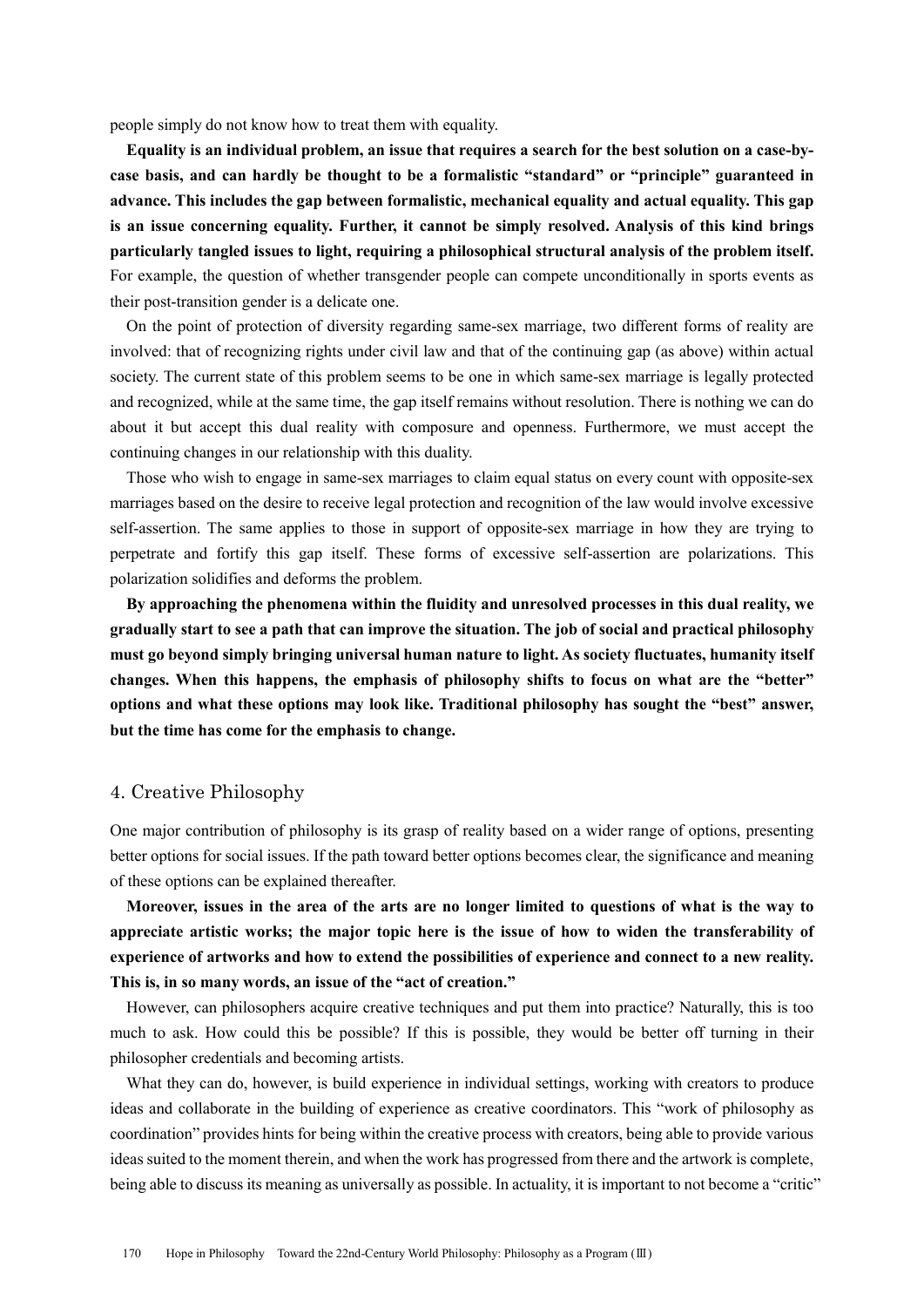people simply do not know how to treat them with equality.

**Equality is an individual problem, an issue that requires a search for the best solution on a case-by-case basis, and can hardly be thought to be a formalistic "standard" or "principle" guaranteed in advance. This includes the gap between formalistic, mechanical equality and actual equality. This gap is an issue concerning equality. Further, it cannot be simply resolved. Analysis of this kind brings particularly tangled issues to light, requiring a philosophical structural analysis of the problem itself.** For example, the question of whether transgender people can compete unconditionally in sports events as their post-transition gender is a delicate one.

On the point of protection of diversity regarding same-sex marriage, two different forms of reality are involved: that of recognizing rights under civil law and that of the continuing gap (as above) within actual society. The current state of this problem seems to be one in which same-sex marriage is legally protected and recognized, while at the same time, the gap itself remains without resolution. There is nothing we can do about it but accept this dual reality with composure and openness. Furthermore, we must accept the continuing changes in our relationship with this duality.

Those who wish to engage in same-sex marriages to claim equal status on every count with opposite-sex marriages based on the desire to receive legal protection and recognition of the law would involve excessive self-assertion. The same applies to those in support of opposite-sex marriage in how they are trying to perpetrate and fortify this gap itself. These forms of excessive self-assertion are polarizations. This polarization solidifies and deforms the problem.

**By approaching the phenomena within the fluidity and unresolved processes in this dual reality, we gradually start to see a path that can improve the situation. The job of social and practical philosophy must go beyond simply bringing universal human nature to light. As society fluctuates, humanity itself changes. When this happens, the emphasis of philosophy shifts to focus on what are the "better" options and what these options may look like. Traditional philosophy has sought the "best" answer, but the time has come for the emphasis to change.**

## 4. Creative Philosophy

One major contribution of philosophy is its grasp of reality based on a wider range of options, presenting better options for social issues. If the path toward better options becomes clear, the significance and meaning of these options can be explained thereafter.

**Moreover, issues in the area of the arts are no longer limited to questions of what is the way to appreciate artistic works; the major topic here is the issue of how to widen the transferability of experience of artworks and how to extend the possibilities of experience and connect to a new reality. This is, in so many words, an issue of the "act of creation."**

However, can philosophers acquire creative techniques and put them into practice? Naturally, this is too much to ask. How could this be possible? If this is possible, they would be better off turning in their philosopher credentials and becoming artists.

What they can do, however, is build experience in individual settings, working with creators to produce ideas and collaborate in the building of experience as creative coordinators. This "work of philosophy as coordination" provides hints for being within the creative process with creators, being able to provide various ideas suited to the moment therein, and when the work has progressed from there and the artwork is complete, being able to discuss its meaning as universally as possible. In actuality, it is important to not become a "critic"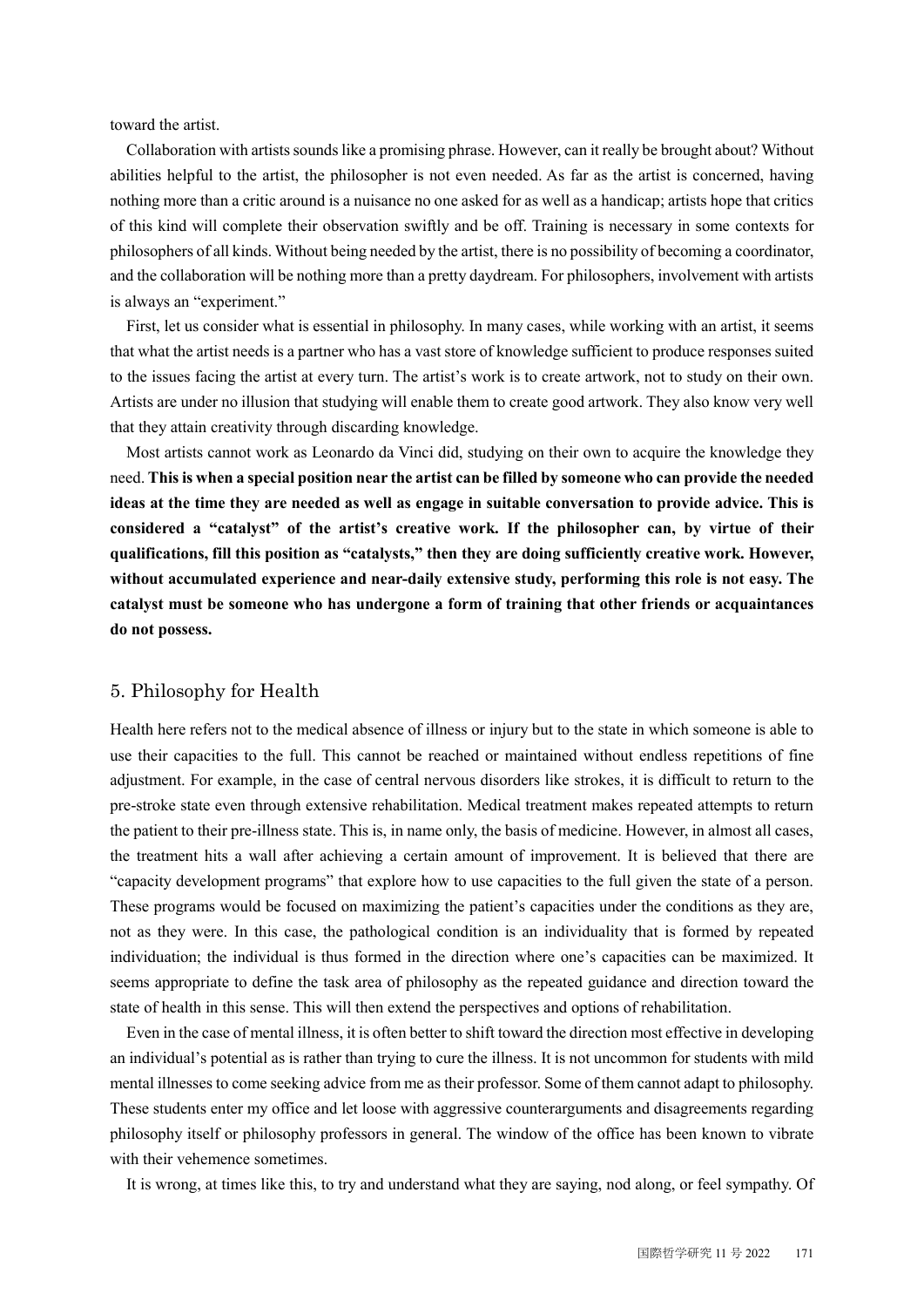toward the artist.

Collaboration with artists sounds like a promising phrase. However, can it really be brought about? Without abilities helpful to the artist, the philosopher is not even needed. As far as the artist is concerned, having nothing more than a critic around is a nuisance no one asked for as well as a handicap; artists hope that critics of this kind will complete their observation swiftly and be off. Training is necessary in some contexts for philosophers of all kinds. Without being needed by the artist, there is no possibility of becoming a coordinator, and the collaboration will be nothing more than a pretty daydream. For philosophers, involvement with artists is always an "experiment."

First, let us consider what is essential in philosophy. In many cases, while working with an artist, it seems that what the artist needs is a partner who has a vast store of knowledge sufficient to produce responses suited to the issues facing the artist at every turn. The artist's work is to create artwork, not to study on their own. Artists are under no illusion that studying will enable them to create good artwork. They also know very well that they attain creativity through discarding knowledge.

Most artists cannot work as Leonardo da Vinci did, studying on their own to acquire the knowledge they need. **This is when a special position near the artist can be filled by someone who can provide the needed ideas at the time they are needed as well as engage in suitable conversation to provide advice. This is considered a "catalyst" of the artist's creative work. If the philosopher can, by virtue of their qualifications, fill this position as "catalysts," then they are doing sufficiently creative work. However, without accumulated experience and near-daily extensive study, performing this role is not easy. The catalyst must be someone who has undergone a form of training that other friends or acquaintances do not possess.**

## 5. Philosophy for Health

Health here refers not to the medical absence of illness or injury but to the state in which someone is able to use their capacities to the full. This cannot be reached or maintained without endless repetitions of fine adjustment. For example, in the case of central nervous disorders like strokes, it is difficult to return to the pre-stroke state even through extensive rehabilitation. Medical treatment makes repeated attempts to return the patient to their pre-illness state. This is, in name only, the basis of medicine. However, in almost all cases, the treatment hits a wall after achieving a certain amount of improvement. It is believed that there are "capacity development programs" that explore how to use capacities to the full given the state of a person. These programs would be focused on maximizing the patient's capacities under the conditions as they are, not as they were. In this case, the pathological condition is an individuality that is formed by repeated individuation; the individual is thus formed in the direction where one's capacities can be maximized. It seems appropriate to define the task area of philosophy as the repeated guidance and direction toward the state of health in this sense. This will then extend the perspectives and options of rehabilitation.

Even in the case of mental illness, it is often better to shift toward the direction most effective in developing an individual's potential as is rather than trying to cure the illness. It is not uncommon for students with mild mental illnesses to come seeking advice from me as their professor. Some of them cannot adapt to philosophy. These students enter my office and let loose with aggressive counterarguments and disagreements regarding philosophy itself or philosophy professors in general. The window of the office has been known to vibrate with their vehemence sometimes.

It is wrong, at times like this, to try and understand what they are saying, nod along, or feel sympathy. Of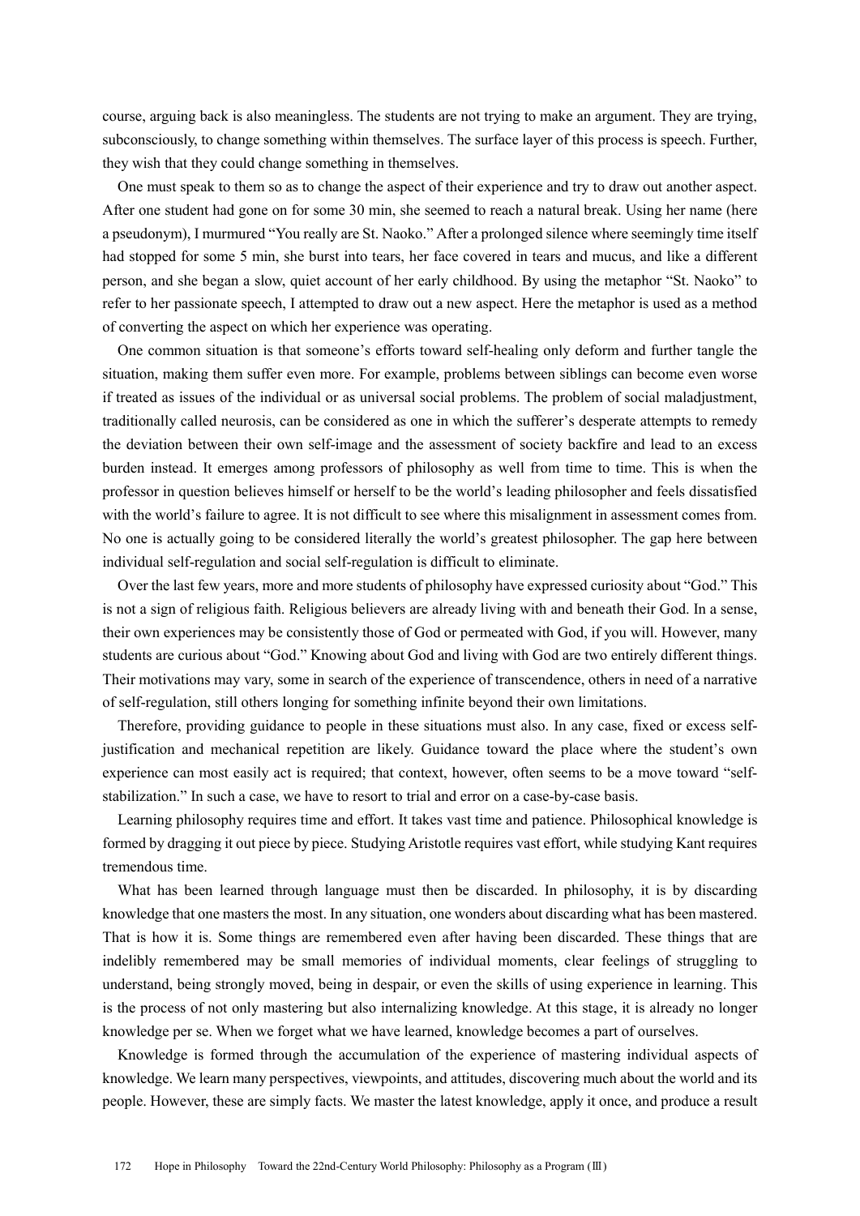course, arguing back is also meaningless. The students are not trying to make an argument. They are trying, subconsciously, to change something within themselves. The surface layer of this process is speech. Further, they wish that they could change something in themselves.

One must speak to them so as to change the aspect of their experience and try to draw out another aspect. After one student had gone on for some 30 min, she seemed to reach a natural break. Using her name (here a pseudonym), I murmured "You really are St. Naoko." After a prolonged silence where seemingly time itself had stopped for some 5 min, she burst into tears, her face covered in tears and mucus, and like a different person, and she began a slow, quiet account of her early childhood. By using the metaphor "St. Naoko" to refer to her passionate speech, I attempted to draw out a new aspect. Here the metaphor is used as a method of converting the aspect on which her experience was operating.

One common situation is that someone's efforts toward self-healing only deform and further tangle the situation, making them suffer even more. For example, problems between siblings can become even worse if treated as issues of the individual or as universal social problems. The problem of social maladjustment, traditionally called neurosis, can be considered as one in which the sufferer's desperate attempts to remedy the deviation between their own self-image and the assessment of society backfire and lead to an excess burden instead. It emerges among professors of philosophy as well from time to time. This is when the professor in question believes himself or herself to be the world's leading philosopher and feels dissatisfied with the world's failure to agree. It is not difficult to see where this misalignment in assessment comes from. No one is actually going to be considered literally the world's greatest philosopher. The gap here between individual self-regulation and social self-regulation is difficult to eliminate.

Over the last few years, more and more students of philosophy have expressed curiosity about "God." This is not a sign of religious faith. Religious believers are already living with and beneath their God. In a sense, their own experiences may be consistently those of God or permeated with God, if you will. However, many students are curious about "God." Knowing about God and living with God are two entirely different things. Their motivations may vary, some in search of the experience of transcendence, others in need of a narrative of self-regulation, still others longing for something infinite beyond their own limitations.

Therefore, providing guidance to people in these situations must also. In any case, fixed or excess self-justification and mechanical repetition are likely. Guidance toward the place where the student's own experience can most easily act is required; that context, however, often seems to be a move toward "self-stabilization." In such a case, we have to resort to trial and error on a case-by-case basis.

Learning philosophy requires time and effort. It takes vast time and patience. Philosophical knowledge is formed by dragging it out piece by piece. Studying Aristotle requires vast effort, while studying Kant requires tremendous time.

What has been learned through language must then be discarded. In philosophy, it is by discarding knowledge that one masters the most. In any situation, one wonders about discarding what has been mastered. That is how it is. Some things are remembered even after having been discarded. These things that are indelibly remembered may be small memories of individual moments, clear feelings of struggling to understand, being strongly moved, being in despair, or even the skills of using experience in learning. This is the process of not only mastering but also internalizing knowledge. At this stage, it is already no longer knowledge per se. When we forget what we have learned, knowledge becomes a part of ourselves.

Knowledge is formed through the accumulation of the experience of mastering individual aspects of knowledge. We learn many perspectives, viewpoints, and attitudes, discovering much about the world and its people. However, these are simply facts. We master the latest knowledge, apply it once, and produce a result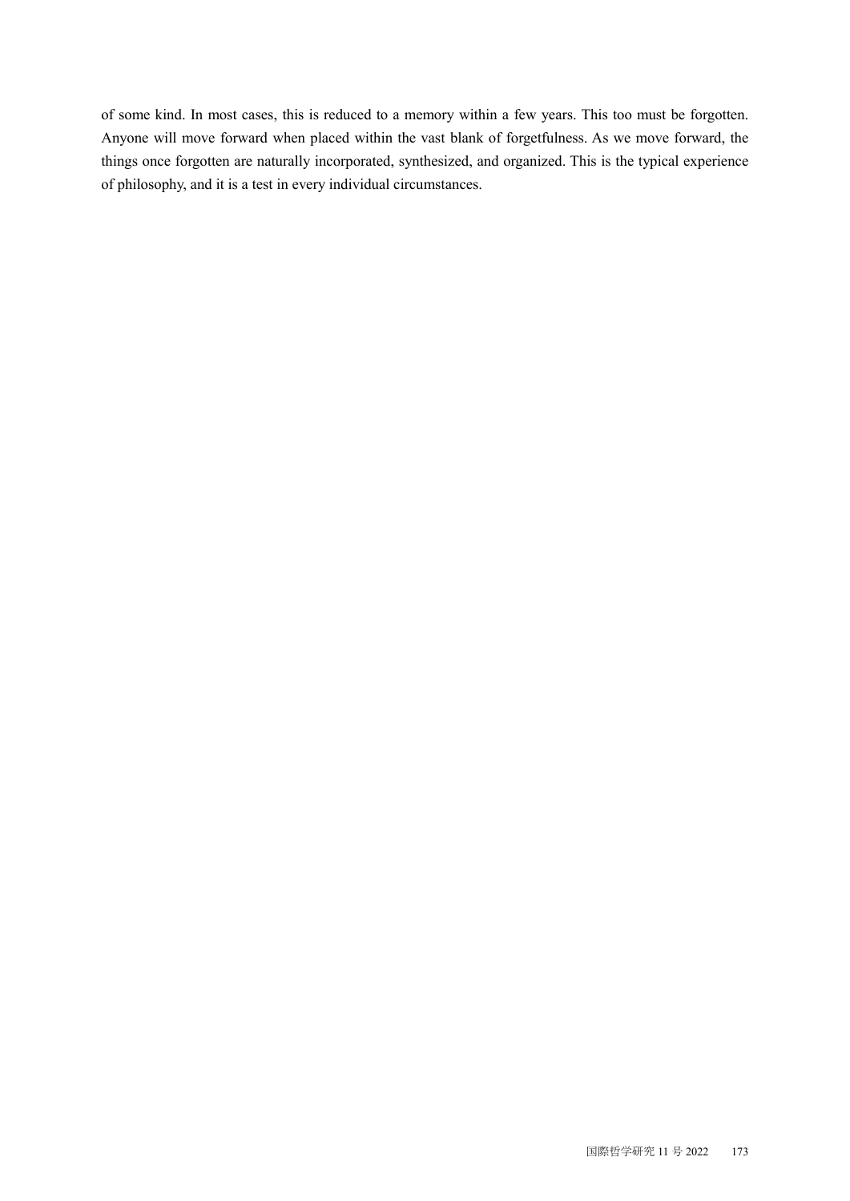of some kind. In most cases, this is reduced to a memory within a few years. This too must be forgotten. Anyone will move forward when placed within the vast blank of forgetfulness. As we move forward, the things once forgotten are naturally incorporated, synthesized, and organized. This is the typical experience of philosophy, and it is a test in every individual circumstances.